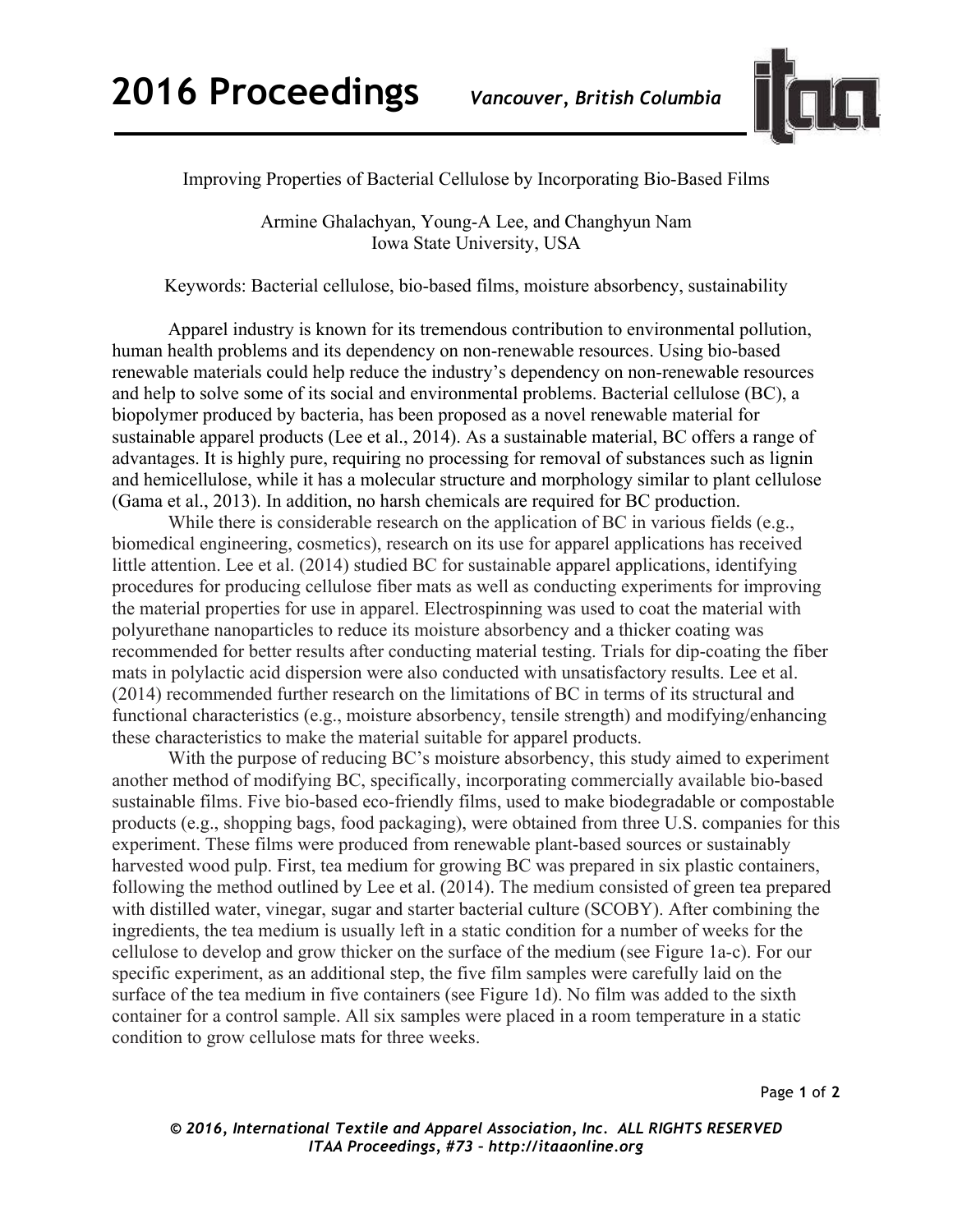# Improving Properties of Bacterial Cellulose by Incorporating Bio-Based Films

Armine Ghalachyan, Young-A Lee, and Changhyun Nam
Iowa State University, USA

Keywords: Bacterial cellulose, bio-based films, moisture absorbency, sustainability

Apparel industry is known for its tremendous contribution to environmental pollution, human health problems and its dependency on non-renewable resources. Using bio-based renewable materials could help reduce the industry's dependency on non-renewable resources and help to solve some of its social and environmental problems. Bacterial cellulose (BC), a biopolymer produced by bacteria, has been proposed as a novel renewable material for sustainable apparel products (Lee et al., 2014). As a sustainable material, BC offers a range of advantages. It is highly pure, requiring no processing for removal of substances such as lignin and hemicellulose, while it has a molecular structure and morphology similar to plant cellulose (Gama et al., 2013). In addition, no harsh chemicals are required for BC production.

While there is considerable research on the application of BC in various fields (e.g., biomedical engineering, cosmetics), research on its use for apparel applications has received little attention. Lee et al. (2014) studied BC for sustainable apparel applications, identifying procedures for producing cellulose fiber mats as well as conducting experiments for improving the material properties for use in apparel. Electrospinning was used to coat the material with polyurethane nanoparticles to reduce its moisture absorbency and a thicker coating was recommended for better results after conducting material testing. Trials for dip-coating the fiber mats in polylactic acid dispersion were also conducted with unsatisfactory results. Lee et al. (2014) recommended further research on the limitations of BC in terms of its structural and functional characteristics (e.g., moisture absorbency, tensile strength) and modifying/enhancing these characteristics to make the material suitable for apparel products.

With the purpose of reducing BC's moisture absorbency, this study aimed to experiment another method of modifying BC, specifically, incorporating commercially available bio-based sustainable films. Five bio-based eco-friendly films, used to make biodegradable or compostable products (e.g., shopping bags, food packaging), were obtained from three U.S. companies for this experiment. These films were produced from renewable plant-based sources or sustainably harvested wood pulp. First, tea medium for growing BC was prepared in six plastic containers, following the method outlined by Lee et al. (2014). The medium consisted of green tea prepared with distilled water, vinegar, sugar and starter bacterial culture (SCOBY). After combining the ingredients, the tea medium is usually left in a static condition for a number of weeks for the cellulose to develop and grow thicker on the surface of the medium (see Figure 1a-c). For our specific experiment, as an additional step, the five film samples were carefully laid on the surface of the tea medium in five containers (see Figure 1d). No film was added to the sixth container for a control sample. All six samples were placed in a room temperature in a static condition to grow cellulose mats for three weeks.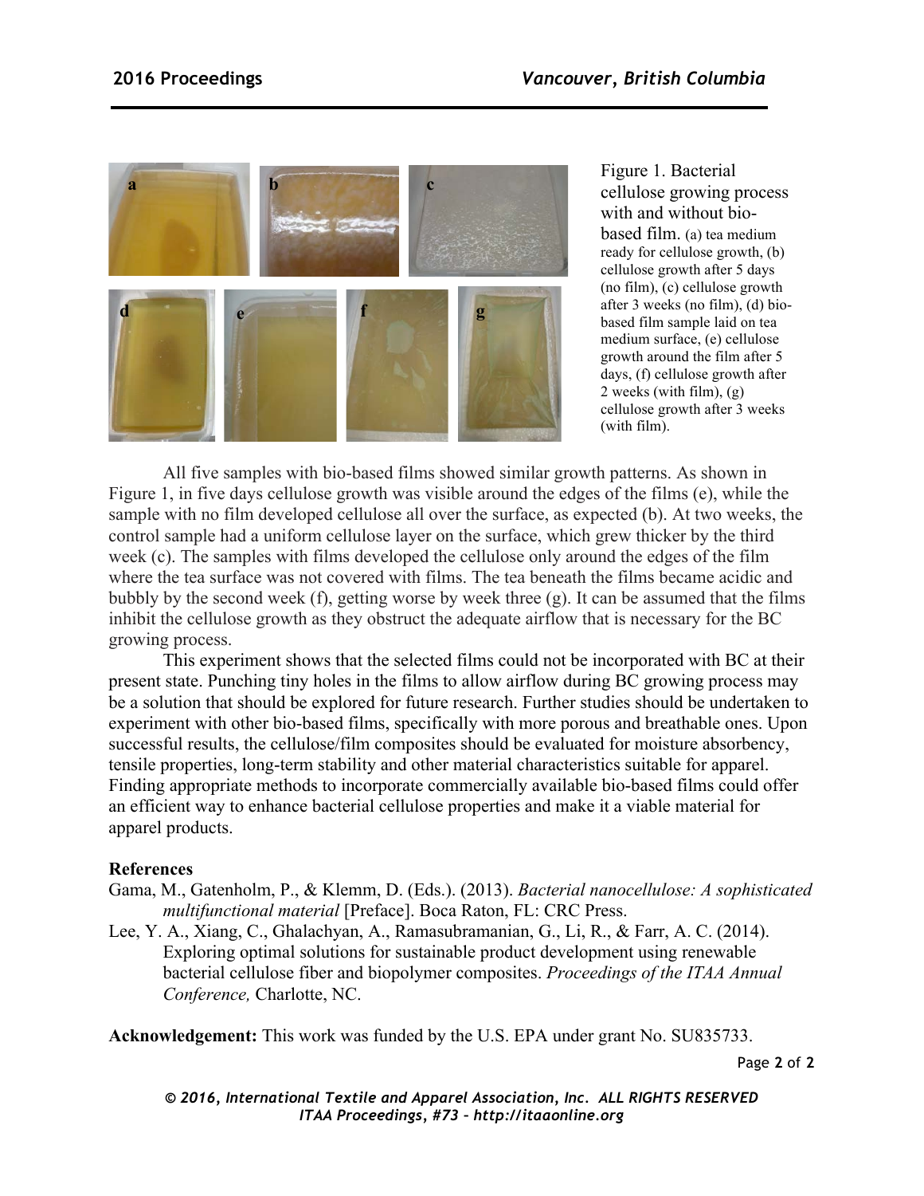Figure 1. Bacterial cellulose growing process with and without bio-based film. (a) tea medium ready for cellulose growth, (b) cellulose growth after 5 days (no film), (c) cellulose growth after 3 weeks (no film), (d) bio-based film sample laid on tea medium surface, (e) cellulose growth around the film after 5 days, (f) cellulose growth after 2 weeks (with film), (g) cellulose growth after 3 weeks (with film).

All five samples with bio-based films showed similar growth patterns. As shown in Figure 1, in five days cellulose growth was visible around the edges of the films (e), while the sample with no film developed cellulose all over the surface, as expected (b). At two weeks, the control sample had a uniform cellulose layer on the surface, which grew thicker by the third week (c). The samples with films developed the cellulose only around the edges of the film where the tea surface was not covered with films. The tea beneath the films became acidic and bubbly by the second week (f), getting worse by week three (g). It can be assumed that the films inhibit the cellulose growth as they obstruct the adequate airflow that is necessary for the BC growing process.

This experiment shows that the selected films could not be incorporated with BC at their present state. Punching tiny holes in the films to allow airflow during BC growing process may be a solution that should be explored for future research. Further studies should be undertaken to experiment with other bio-based films, specifically with more porous and breathable ones. Upon successful results, the cellulose/film composites should be evaluated for moisture absorbency, tensile properties, long-term stability and other material characteristics suitable for apparel. Finding appropriate methods to incorporate commercially available bio-based films could offer an efficient way to enhance bacterial cellulose properties and make it a viable material for apparel products.

**References**

Gama, M., Gatenholm, P., & Klemm, D. (Eds.). (2013). *Bacterial nanocellulose: A sophisticated multifunctional material* [Preface]. Boca Raton, FL: CRC Press.

Lee, Y. A., Xiang, C., Ghalachyan, A., Ramasubramanian, G., Li, R., & Farr, A. C. (2014). Exploring optimal solutions for sustainable product development using renewable bacterial cellulose fiber and biopolymer composites. *Proceedings of the ITAA Annual Conference,* Charlotte, NC.

**Acknowledgement:** This work was funded by the U.S. EPA under grant No. SU835733.